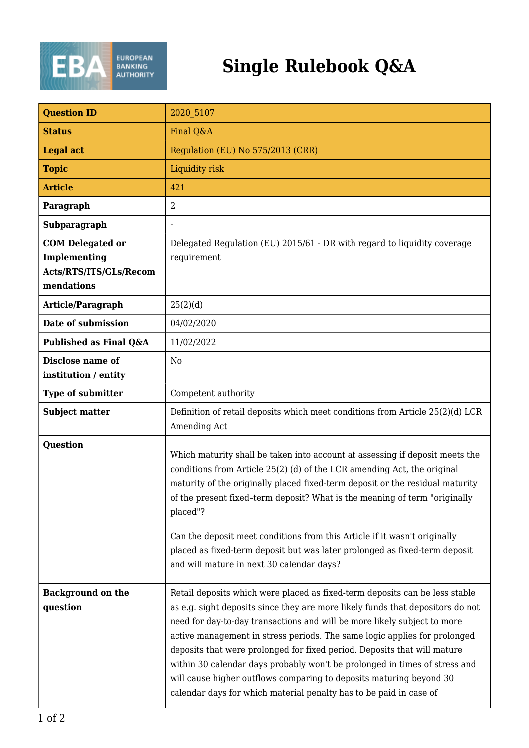# Single Rulebook Q&A

| Question ID | 2020_5107 |
|---|---|
| Status | Final Q&A |
| Legal act | Regulation (EU) No 575/2013 (CRR) |
| Topic | Liquidity risk |
| Article | 421 |
| Paragraph | 2 |
| Subparagraph | - |
| COM Delegated or Implementing Acts/RTS/ITS/GLs/Recommendations | Delegated Regulation (EU) 2015/61 - DR with regard to liquidity coverage requirement |
| Article/Paragraph | 25(2)(d) |
| Date of submission | 04/02/2020 |
| Published as Final Q&A | 11/02/2022 |
| Disclose name of institution / entity | No |
| Type of submitter | Competent authority |
| Subject matter | Definition of retail deposits which meet conditions from Article 25(2)(d) LCR Amending Act |
| Question | Which maturity shall be taken into account at assessing if deposit meets the conditions from Article 25(2) (d) of the LCR amending Act, the original maturity of the originally placed fixed-term deposit or the residual maturity of the present fixed–term deposit? What is the meaning of term "originally placed"?<br><br>Can the deposit meet conditions from this Article if it wasn't originally placed as fixed-term deposit but was later prolonged as fixed-term deposit and will mature in next 30 calendar days? |
| Background on the question | Retail deposits which were placed as fixed-term deposits can be less stable as e.g. sight deposits since they are more likely funds that depositors do not need for day-to-day transactions and will be more likely subject to more active management in stress periods. The same logic applies for prolonged deposits that were prolonged for fixed period. Deposits that will mature within 30 calendar days probably won't be prolonged in times of stress and will cause higher outflows comparing to deposits maturing beyond 30 calendar days for which material penalty has to be paid in case of |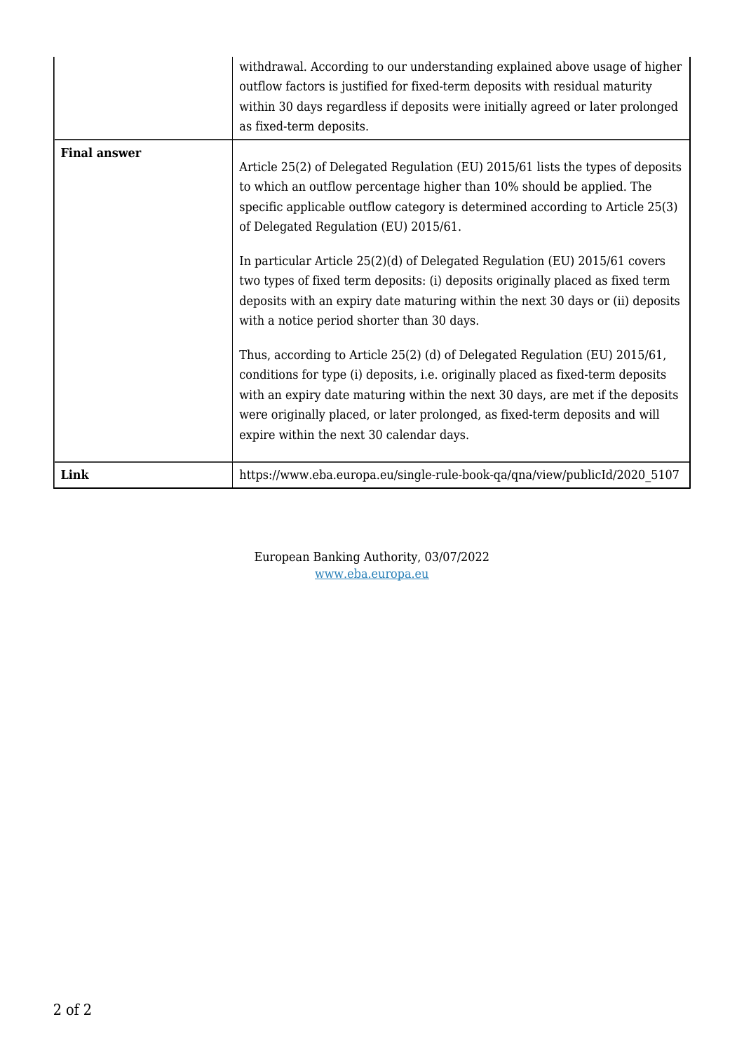| | |
|---|---|
| | withdrawal. According to our understanding explained above usage of higher outflow factors is justified for fixed-term deposits with residual maturity within 30 days regardless if deposits were initially agreed or later prolonged as fixed-term deposits. |
| **Final answer** | Article 25(2) of Delegated Regulation (EU) 2015/61 lists the types of deposits to which an outflow percentage higher than 10% should be applied. The specific applicable outflow category is determined according to Article 25(3) of Delegated Regulation (EU) 2015/61.<br><br>In particular Article 25(2)(d) of Delegated Regulation (EU) 2015/61 covers two types of fixed term deposits: (i) deposits originally placed as fixed term deposits with an expiry date maturing within the next 30 days or (ii) deposits with a notice period shorter than 30 days.<br><br>Thus, according to Article 25(2) (d) of Delegated Regulation (EU) 2015/61, conditions for type (i) deposits, i.e. originally placed as fixed-term deposits with an expiry date maturing within the next 30 days, are met if the deposits were originally placed, or later prolonged, as fixed-term deposits and will expire within the next 30 calendar days. |
| **Link** | https://www.eba.europa.eu/single-rule-book-qa/qna/view/publicId/2020_5107 |

European Banking Authority, 03/07/2022
www.eba.europa.eu